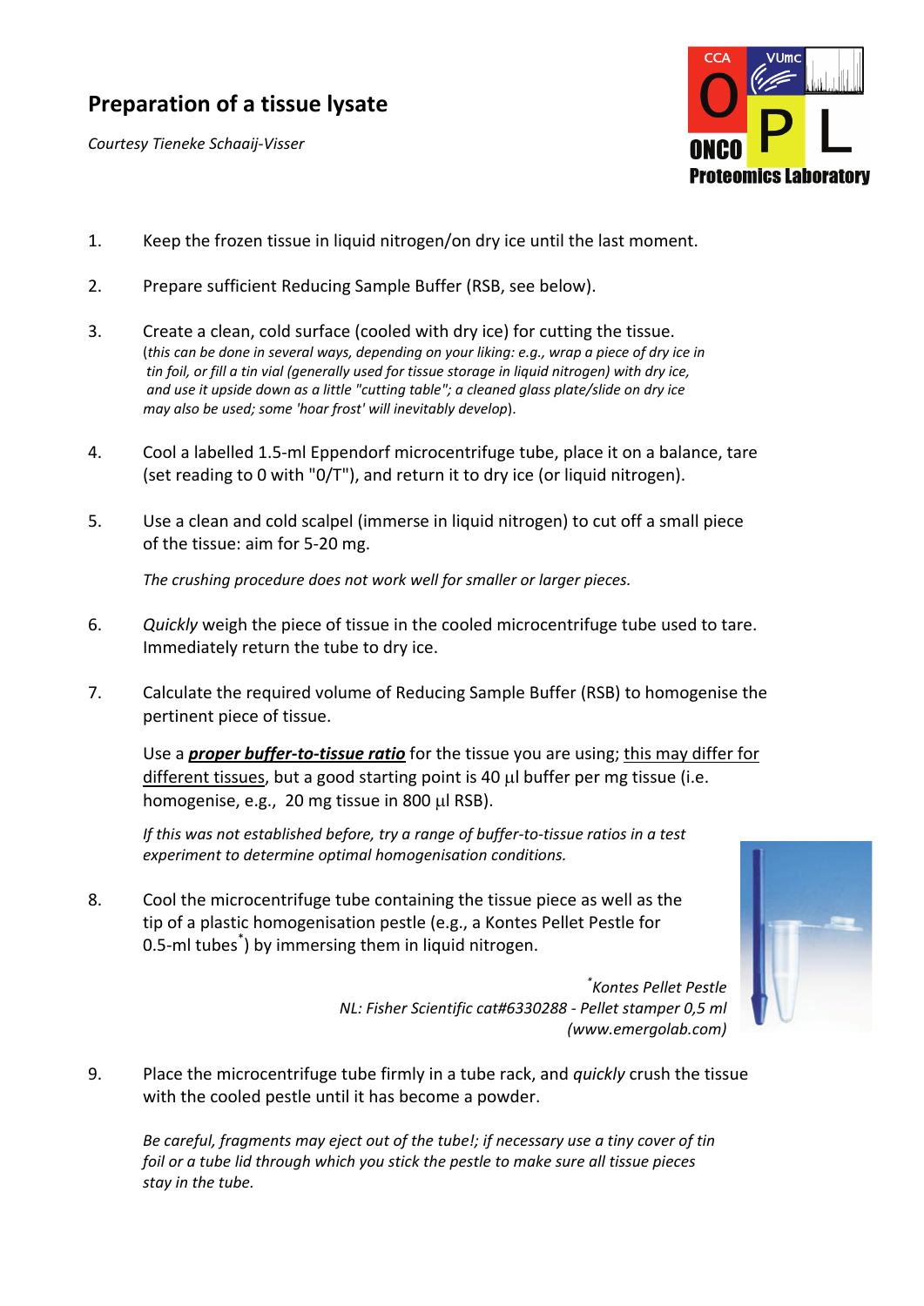# Preparation of a tissue lysate

*Courtesy Tieneke Schaaij-Visser*

1. Keep the frozen tissue in liquid nitrogen/on dry ice until the last moment.

2. Prepare sufficient Reducing Sample Buffer (RSB, see below).

3. Create a clean, cold surface (cooled with dry ice) for cutting the tissue.
   (*this can be done in several ways, depending on your liking: e.g., wrap a piece of dry ice in tin foil, or fill a tin vial (generally used for tissue storage in liquid nitrogen) with dry ice, and use it upside down as a little "cutting table"; a cleaned glass plate/slide on dry ice may also be used; some 'hoar frost' will inevitably develop*).

4. Cool a labelled 1.5-ml Eppendorf microcentrifuge tube, place it on a balance, tare (set reading to 0 with "0/T"), and return it to dry ice (or liquid nitrogen).

5. Use a clean and cold scalpel (immerse in liquid nitrogen) to cut off a small piece of the tissue: aim for 5-20 mg.

   *The crushing procedure does not work well for smaller or larger pieces.*

6. *Quickly* weigh the piece of tissue in the cooled microcentrifuge tube used to tare. Immediately return the tube to dry ice.

7. Calculate the required volume of Reducing Sample Buffer (RSB) to homogenise the pertinent piece of tissue.

   Use a ***proper buffer-to-tissue ratio*** for the tissue you are using; this may differ for different tissues, but a good starting point is 40 µl buffer per mg tissue (i.e. homogenise, e.g., 20 mg tissue in 800 µl RSB).

   *If this was not established before, try a range of buffer-to-tissue ratios in a test experiment to determine optimal homogenisation conditions.*

8. Cool the microcentrifuge tube containing the tissue piece as well as the tip of a plastic homogenisation pestle (e.g., a Kontes Pellet Pestle for 0.5-ml tubes*) by immersing them in liquid nitrogen.

   *\*Kontes Pellet Pestle*
   *NL: Fisher Scientific cat#6330288 - Pellet stamper 0,5 ml*
   *(www.emergolab.com)*

9. Place the microcentrifuge tube firmly in a tube rack, and *quickly* crush the tissue with the cooled pestle until it has become a powder.

   *Be careful, fragments may eject out of the tube!; if necessary use a tiny cover of tin foil or a tube lid through which you stick the pestle to make sure all tissue pieces stay in the tube.*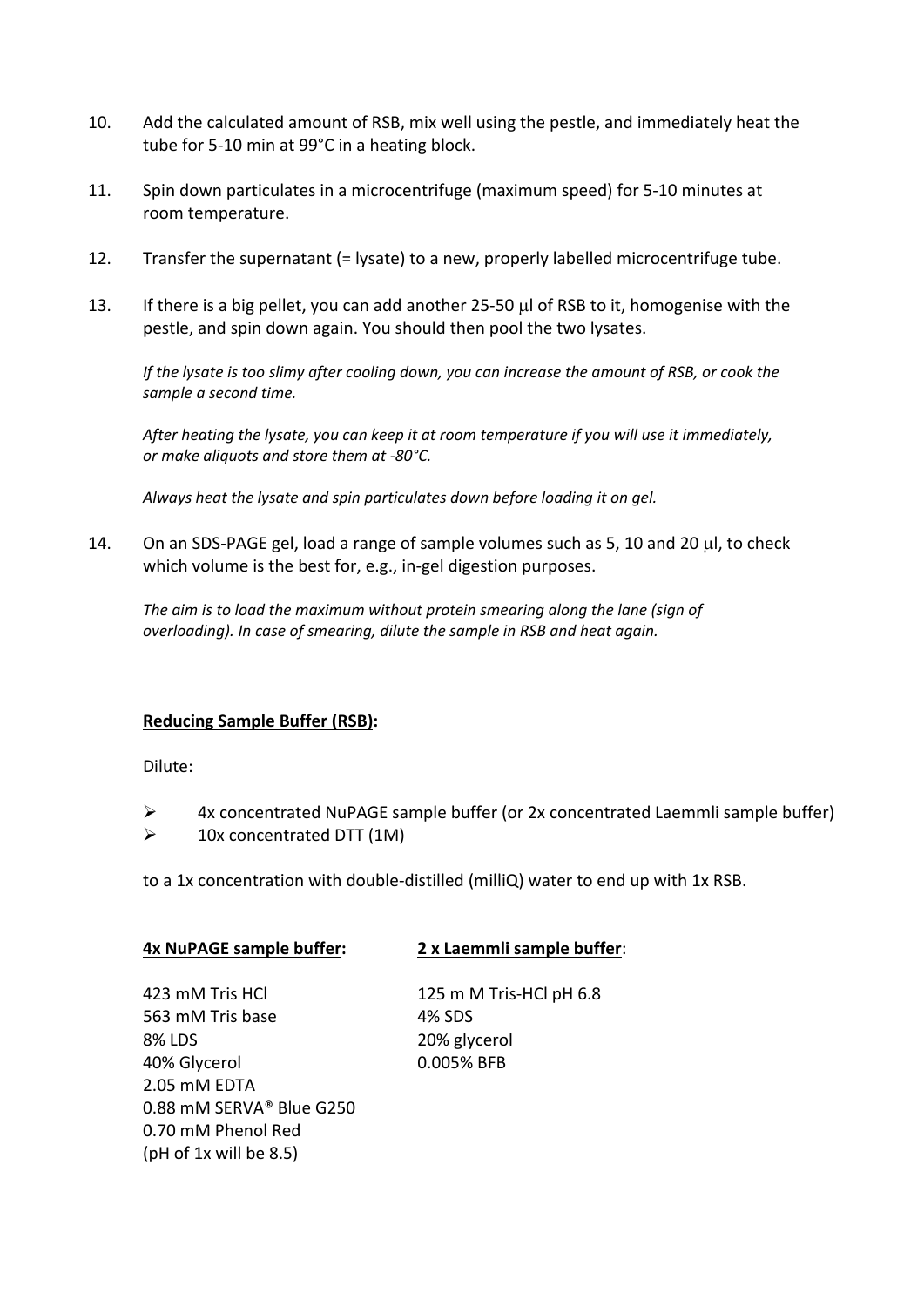10. Add the calculated amount of RSB, mix well using the pestle, and immediately heat the tube for 5-10 min at 99°C in a heating block.

11. Spin down particulates in a microcentrifuge (maximum speed) for 5-10 minutes at room temperature.

12. Transfer the supernatant (= lysate) to a new, properly labelled microcentrifuge tube.

13. If there is a big pellet, you can add another 25-50 μl of RSB to it, homogenise with the pestle, and spin down again. You should then pool the two lysates.

    *If the lysate is too slimy after cooling down, you can increase the amount of RSB, or cook the sample a second time.*

    *After heating the lysate, you can keep it at room temperature if you will use it immediately, or make aliquots and store them at -80°C.*

    *Always heat the lysate and spin particulates down before loading it on gel.*

14. On an SDS-PAGE gel, load a range of sample volumes such as 5, 10 and 20 μl, to check which volume is the best for, e.g., in-gel digestion purposes.

    *The aim is to load the maximum without protein smearing along the lane (sign of overloading). In case of smearing, dilute the sample in RSB and heat again.*

**Reducing Sample Buffer (RSB):**

Dilute:

- 4x concentrated NuPAGE sample buffer (or 2x concentrated Laemmli sample buffer)
- 10x concentrated DTT (1M)

to a 1x concentration with double-distilled (milliQ) water to end up with 1x RSB.

**4x NuPAGE sample buffer:**

423 mM Tris HCl
563 mM Tris base
8% LDS
40% Glycerol
2.05 mM EDTA
0.88 mM SERVA® Blue G250
0.70 mM Phenol Red
(pH of 1x will be 8.5)

**2 x Laemmli sample buffer:**

125 m M Tris-HCl pH 6.8
4% SDS
20% glycerol
0.005% BFB